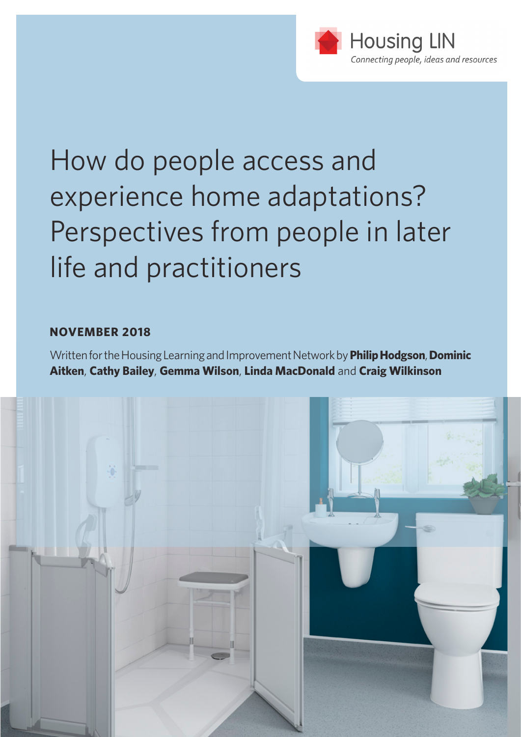Housing LIN

*Connecting people, ideas and resources*

# How do people access and experience home adaptations? Perspectives from people in later life and practitioners

**NOVEMBER 2018**

Written for the Housing Learning and Improvement Network by **Philip Hodgson**, **Dominic Aitken**, **Cathy Bailey**, **Gemma Wilson**, **Linda MacDonald** and **Craig Wilkinson**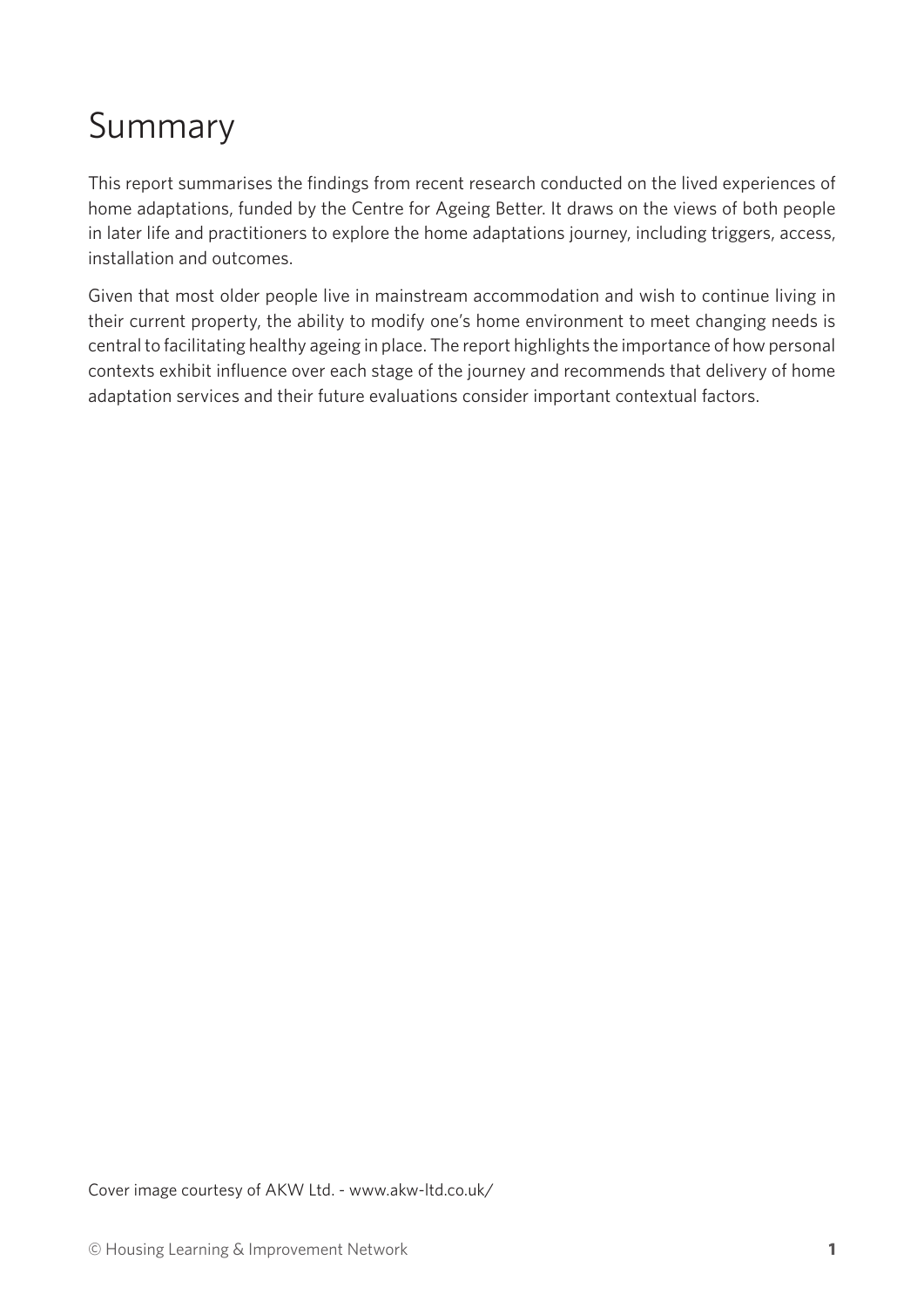# Summary

This report summarises the findings from recent research conducted on the lived experiences of home adaptations, funded by the Centre for Ageing Better. It draws on the views of both people in later life and practitioners to explore the home adaptations journey, including triggers, access, installation and outcomes.

Given that most older people live in mainstream accommodation and wish to continue living in their current property, the ability to modify one's home environment to meet changing needs is central to facilitating healthy ageing in place. The report highlights the importance of how personal contexts exhibit influence over each stage of the journey and recommends that delivery of home adaptation services and their future evaluations consider important contextual factors.

Cover image courtesy of AKW Ltd. - www.akw-ltd.co.uk/

© Housing Learning & Improvement Network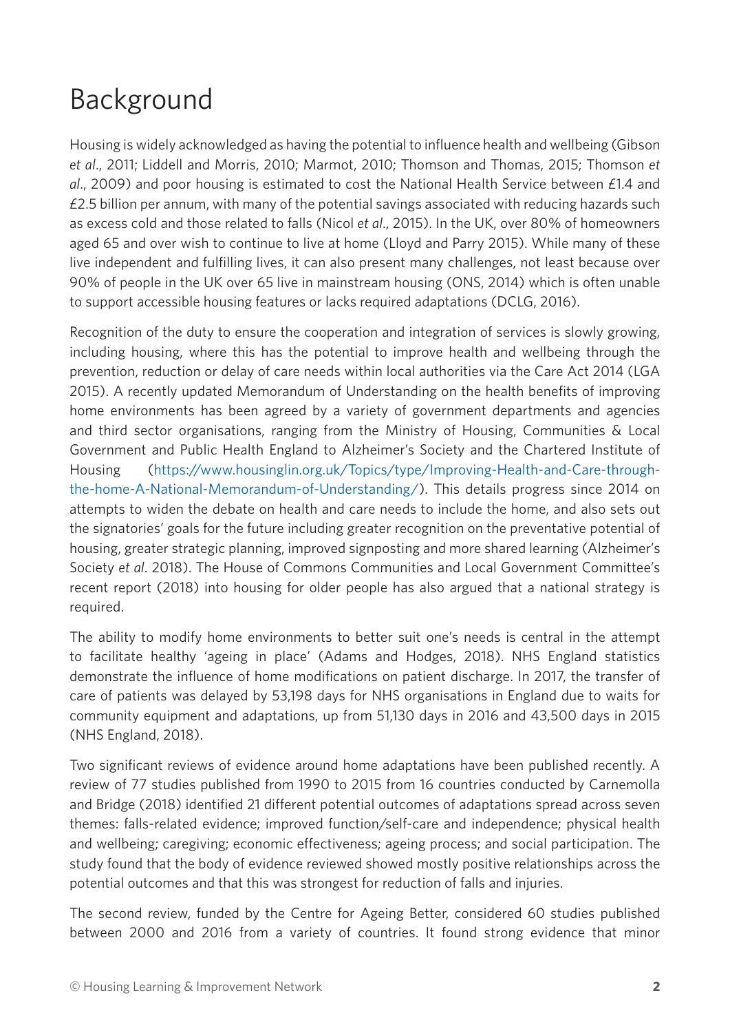# Background

Housing is widely acknowledged as having the potential to influence health and wellbeing (Gibson *et al*., 2011; Liddell and Morris, 2010; Marmot, 2010; Thomson and Thomas, 2015; Thomson *et al*., 2009) and poor housing is estimated to cost the National Health Service between £1.4 and £2.5 billion per annum, with many of the potential savings associated with reducing hazards such as excess cold and those related to falls (Nicol *et al*., 2015). In the UK, over 80% of homeowners aged 65 and over wish to continue to live at home (Lloyd and Parry 2015). While many of these live independent and fulfilling lives, it can also present many challenges, not least because over 90% of people in the UK over 65 live in mainstream housing (ONS, 2014) which is often unable to support accessible housing features or lacks required adaptations (DCLG, 2016).

Recognition of the duty to ensure the cooperation and integration of services is slowly growing, including housing, where this has the potential to improve health and wellbeing through the prevention, reduction or delay of care needs within local authorities via the Care Act 2014 (LGA 2015). A recently updated Memorandum of Understanding on the health benefits of improving home environments has been agreed by a variety of government departments and agencies and third sector organisations, ranging from the Ministry of Housing, Communities & Local Government and Public Health England to Alzheimer's Society and the Chartered Institute of Housing (https://www.housinglin.org.uk/Topics/type/Improving-Health-and-Care-through-the-home-A-National-Memorandum-of-Understanding/). This details progress since 2014 on attempts to widen the debate on health and care needs to include the home, and also sets out the signatories' goals for the future including greater recognition on the preventative potential of housing, greater strategic planning, improved signposting and more shared learning (Alzheimer's Society *et al*. 2018). The House of Commons Communities and Local Government Committee's recent report (2018) into housing for older people has also argued that a national strategy is required.

The ability to modify home environments to better suit one's needs is central in the attempt to facilitate healthy 'ageing in place' (Adams and Hodges, 2018). NHS England statistics demonstrate the influence of home modifications on patient discharge. In 2017, the transfer of care of patients was delayed by 53,198 days for NHS organisations in England due to waits for community equipment and adaptations, up from 51,130 days in 2016 and 43,500 days in 2015 (NHS England, 2018).

Two significant reviews of evidence around home adaptations have been published recently. A review of 77 studies published from 1990 to 2015 from 16 countries conducted by Carnemolla and Bridge (2018) identified 21 different potential outcomes of adaptations spread across seven themes: falls-related evidence; improved function/self-care and independence; physical health and wellbeing; caregiving; economic effectiveness; ageing process; and social participation. The study found that the body of evidence reviewed showed mostly positive relationships across the potential outcomes and that this was strongest for reduction of falls and injuries.

The second review, funded by the Centre for Ageing Better, considered 60 studies published between 2000 and 2016 from a variety of countries. It found strong evidence that minor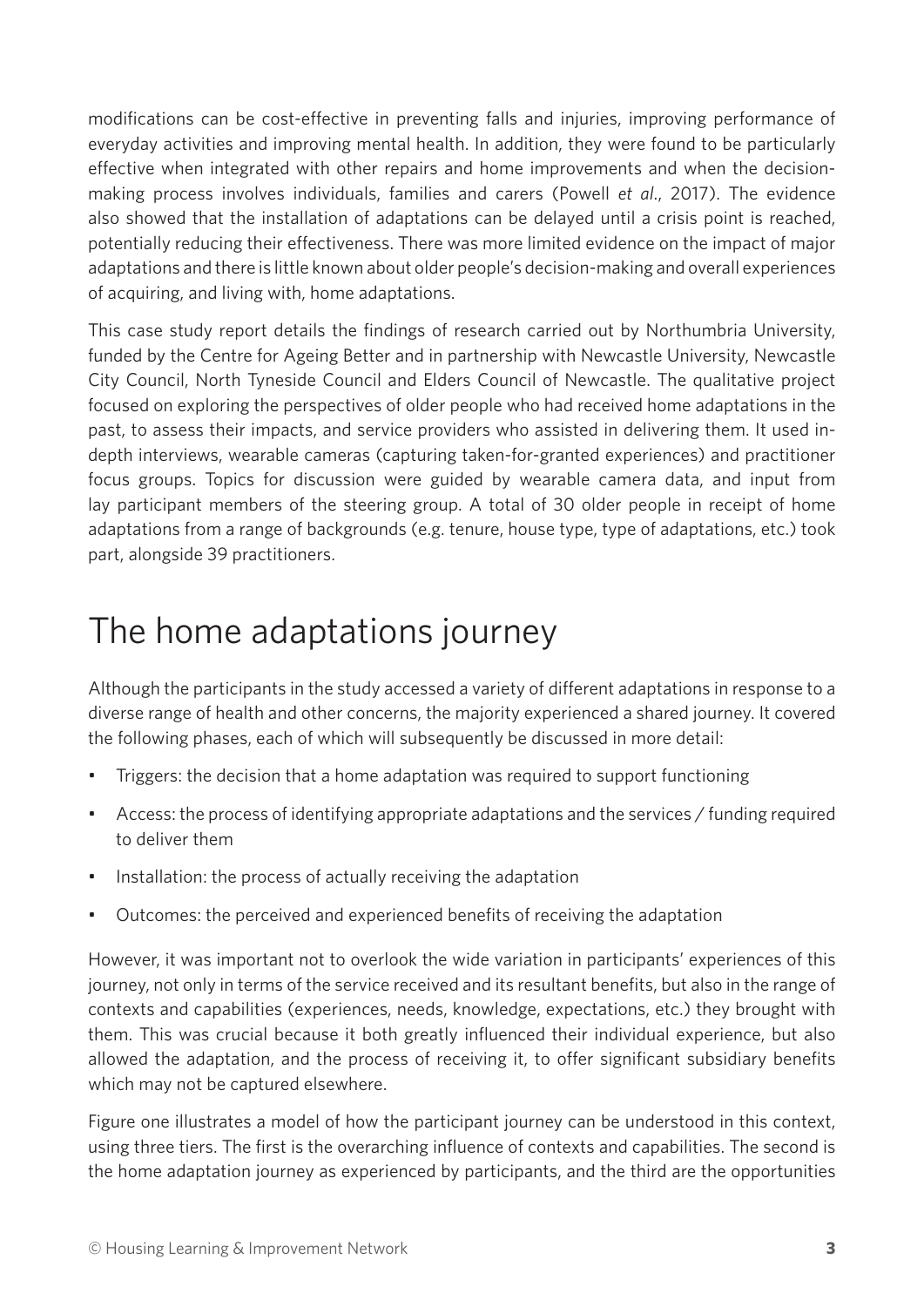modifications can be cost-effective in preventing falls and injuries, improving performance of everyday activities and improving mental health. In addition, they were found to be particularly effective when integrated with other repairs and home improvements and when the decision-making process involves individuals, families and carers (Powell *et al.*, 2017). The evidence also showed that the installation of adaptations can be delayed until a crisis point is reached, potentially reducing their effectiveness. There was more limited evidence on the impact of major adaptations and there is little known about older people's decision-making and overall experiences of acquiring, and living with, home adaptations.

This case study report details the findings of research carried out by Northumbria University, funded by the Centre for Ageing Better and in partnership with Newcastle University, Newcastle City Council, North Tyneside Council and Elders Council of Newcastle. The qualitative project focused on exploring the perspectives of older people who had received home adaptations in the past, to assess their impacts, and service providers who assisted in delivering them. It used in-depth interviews, wearable cameras (capturing taken-for-granted experiences) and practitioner focus groups. Topics for discussion were guided by wearable camera data, and input from lay participant members of the steering group. A total of 30 older people in receipt of home adaptations from a range of backgrounds (e.g. tenure, house type, type of adaptations, etc.) took part, alongside 39 practitioners.

# The home adaptations journey

Although the participants in the study accessed a variety of different adaptations in response to a diverse range of health and other concerns, the majority experienced a shared journey. It covered the following phases, each of which will subsequently be discussed in more detail:

- Triggers: the decision that a home adaptation was required to support functioning
- Access: the process of identifying appropriate adaptations and the services / funding required to deliver them
- Installation: the process of actually receiving the adaptation
- Outcomes: the perceived and experienced benefits of receiving the adaptation

However, it was important not to overlook the wide variation in participants' experiences of this journey, not only in terms of the service received and its resultant benefits, but also in the range of contexts and capabilities (experiences, needs, knowledge, expectations, etc.) they brought with them. This was crucial because it both greatly influenced their individual experience, but also allowed the adaptation, and the process of receiving it, to offer significant subsidiary benefits which may not be captured elsewhere.

Figure one illustrates a model of how the participant journey can be understood in this context, using three tiers. The first is the overarching influence of contexts and capabilities. The second is the home adaptation journey as experienced by participants, and the third are the opportunities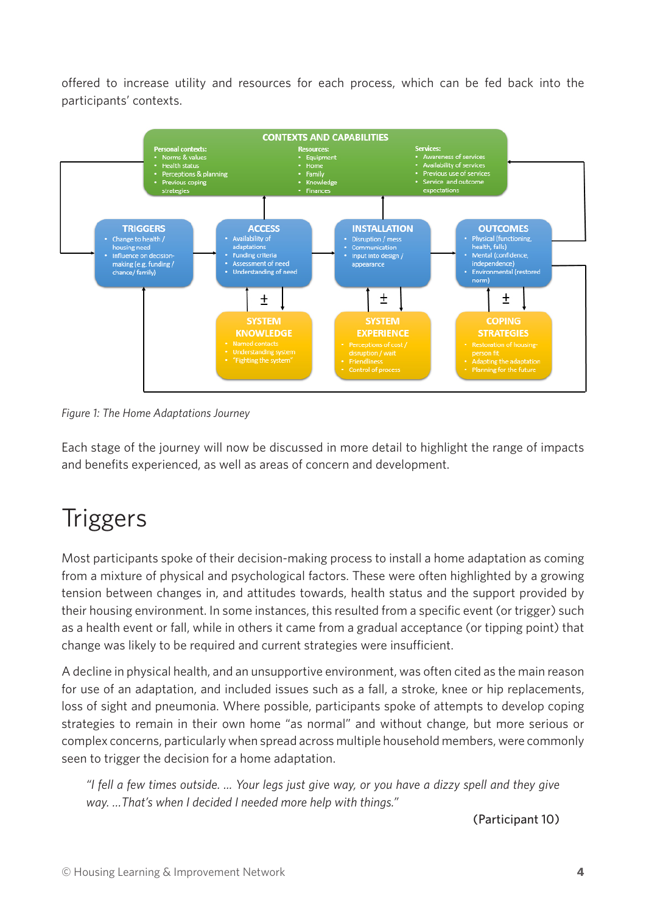offered to increase utility and resources for each process, which can be fed back into the participants' contexts.

**CONTEXTS AND CAPABILITIES**

Personal contexts:
- Norms & values
- Health status
- Perceptions & planning
- Previous coping strategies

Resources:
- Equipment
- Home
- Family
- Knowledge
- Finances

Services:
- Awareness of services
- Availability of services
- Previous use of services
- Service and outcome expectations

**TRIGGERS**
- Change to health / housing need
- Influence on decision-making (e.g. funding / chance/ family)

**ACCESS**
- Availability of adaptations
- Funding criteria
- Assessment of need
- Understanding of need

**INSTALLATION**
- Disruption / mess
- Communication
- Input into design / appearance

**OUTCOMES**
- Physical (functioning, health, falls)
- Mental (confidence, independence)
- Environmental (restored norm)

**SYSTEM KNOWLEDGE**
- Named contacts
- Understanding system
- "Fighting the system"

**SYSTEM EXPERIENCE**
- Perceptions of cost / disruption / wait
- Friendliness
- Control of process

**COPING STRATEGIES**
- Restoration of housing-person fit
- Adapting the adaptation
- Planning for the future

*Figure 1: The Home Adaptations Journey*

Each stage of the journey will now be discussed in more detail to highlight the range of impacts and benefits experienced, as well as areas of concern and development.

# Triggers

Most participants spoke of their decision-making process to install a home adaptation as coming from a mixture of physical and psychological factors. These were often highlighted by a growing tension between changes in, and attitudes towards, health status and the support provided by their housing environment. In some instances, this resulted from a specific event (or trigger) such as a health event or fall, while in others it came from a gradual acceptance (or tipping point) that change was likely to be required and current strategies were insufficient.

A decline in physical health, and an unsupportive environment, was often cited as the main reason for use of an adaptation, and included issues such as a fall, a stroke, knee or hip replacements, loss of sight and pneumonia. Where possible, participants spoke of attempts to develop coping strategies to remain in their own home "as normal" and without change, but more serious or complex concerns, particularly when spread across multiple household members, were commonly seen to trigger the decision for a home adaptation.

> *"I fell a few times outside. ... Your legs just give way, or you have a dizzy spell and they give way. ...That's when I decided I needed more help with things."*
>
> (Participant 10)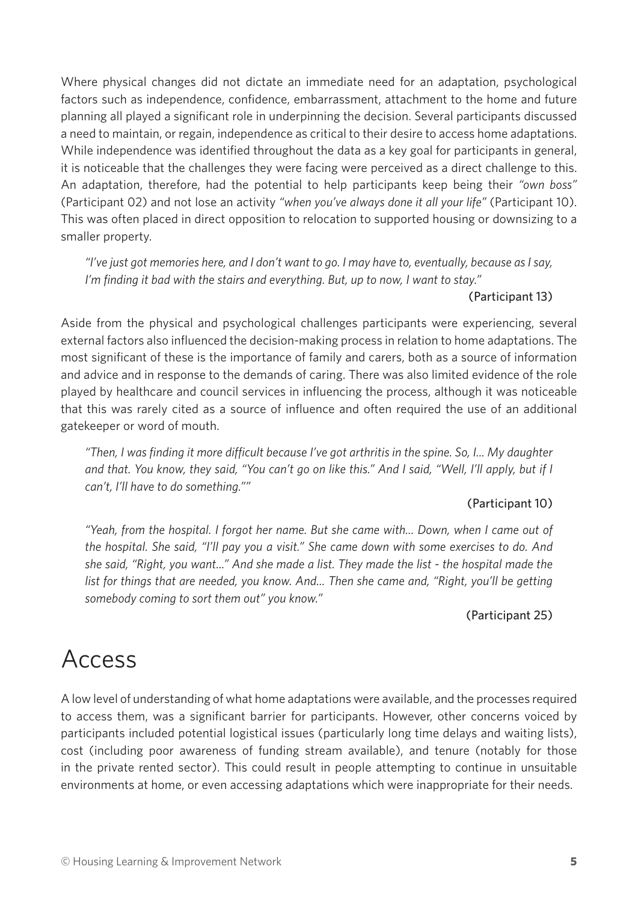Where physical changes did not dictate an immediate need for an adaptation, psychological factors such as independence, confidence, embarrassment, attachment to the home and future planning all played a significant role in underpinning the decision. Several participants discussed a need to maintain, or regain, independence as critical to their desire to access home adaptations. While independence was identified throughout the data as a key goal for participants in general, it is noticeable that the challenges they were facing were perceived as a direct challenge to this. An adaptation, therefore, had the potential to help participants keep being their *"own boss"* (Participant 02) and not lose an activity *"when you've always done it all your life"* (Participant 10). This was often placed in direct opposition to relocation to supported housing or downsizing to a smaller property.

> *"I've just got memories here, and I don't want to go. I may have to, eventually, because as I say, I'm finding it bad with the stairs and everything. But, up to now, I want to stay."*
>
> (Participant 13)

Aside from the physical and psychological challenges participants were experiencing, several external factors also influenced the decision-making process in relation to home adaptations. The most significant of these is the importance of family and carers, both as a source of information and advice and in response to the demands of caring. There was also limited evidence of the role played by healthcare and council services in influencing the process, although it was noticeable that this was rarely cited as a source of influence and often required the use of an additional gatekeeper or word of mouth.

> *"Then, I was finding it more difficult because I've got arthritis in the spine. So, I... My daughter and that. You know, they said, "You can't go on like this." And I said, "Well, I'll apply, but if I can't, I'll have to do something.""*
>
> (Participant 10)

> *"Yeah, from the hospital. I forgot her name. But she came with... Down, when I came out of the hospital. She said, "I'll pay you a visit." She came down with some exercises to do. And she said, "Right, you want..." And she made a list. They made the list - the hospital made the list for things that are needed, you know. And... Then she came and, "Right, you'll be getting somebody coming to sort them out" you know."*
>
> (Participant 25)

# Access

A low level of understanding of what home adaptations were available, and the processes required to access them, was a significant barrier for participants. However, other concerns voiced by participants included potential logistical issues (particularly long time delays and waiting lists), cost (including poor awareness of funding stream available), and tenure (notably for those in the private rented sector). This could result in people attempting to continue in unsuitable environments at home, or even accessing adaptations which were inappropriate for their needs.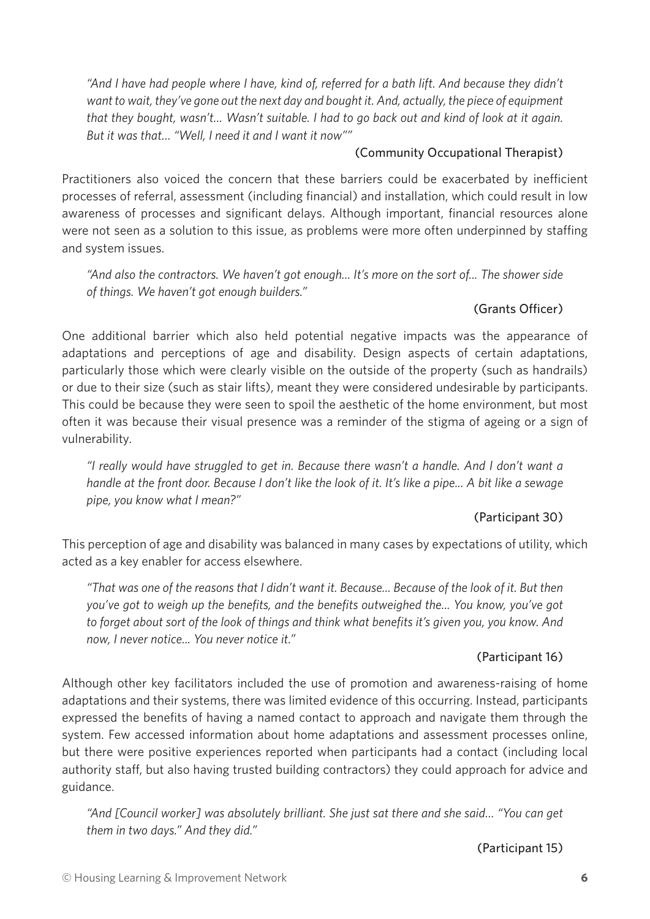*"And I have had people where I have, kind of, referred for a bath lift. And because they didn't want to wait, they've gone out the next day and bought it. And, actually, the piece of equipment that they bought, wasn't… Wasn't suitable. I had to go back out and kind of look at it again. But it was that… "Well, I need it and I want it now""*

(Community Occupational Therapist)

Practitioners also voiced the concern that these barriers could be exacerbated by inefficient processes of referral, assessment (including financial) and installation, which could result in low awareness of processes and significant delays. Although important, financial resources alone were not seen as a solution to this issue, as problems were more often underpinned by staffing and system issues.

*"And also the contractors. We haven't got enough… It's more on the sort of… The shower side of things. We haven't got enough builders."*

(Grants Officer)

One additional barrier which also held potential negative impacts was the appearance of adaptations and perceptions of age and disability. Design aspects of certain adaptations, particularly those which were clearly visible on the outside of the property (such as handrails) or due to their size (such as stair lifts), meant they were considered undesirable by participants. This could be because they were seen to spoil the aesthetic of the home environment, but most often it was because their visual presence was a reminder of the stigma of ageing or a sign of vulnerability.

*"I really would have struggled to get in. Because there wasn't a handle. And I don't want a handle at the front door. Because I don't like the look of it. It's like a pipe… A bit like a sewage pipe, you know what I mean?"*

(Participant 30)

This perception of age and disability was balanced in many cases by expectations of utility, which acted as a key enabler for access elsewhere.

*"That was one of the reasons that I didn't want it. Because… Because of the look of it. But then you've got to weigh up the benefits, and the benefits outweighed the… You know, you've got to forget about sort of the look of things and think what benefits it's given you, you know. And now, I never notice… You never notice it."*

(Participant 16)

Although other key facilitators included the use of promotion and awareness-raising of home adaptations and their systems, there was limited evidence of this occurring. Instead, participants expressed the benefits of having a named contact to approach and navigate them through the system. Few accessed information about home adaptations and assessment processes online, but there were positive experiences reported when participants had a contact (including local authority staff, but also having trusted building contractors) they could approach for advice and guidance.

*"And [Council worker] was absolutely brilliant. She just sat there and she said… "You can get them in two days." And they did."*

(Participant 15)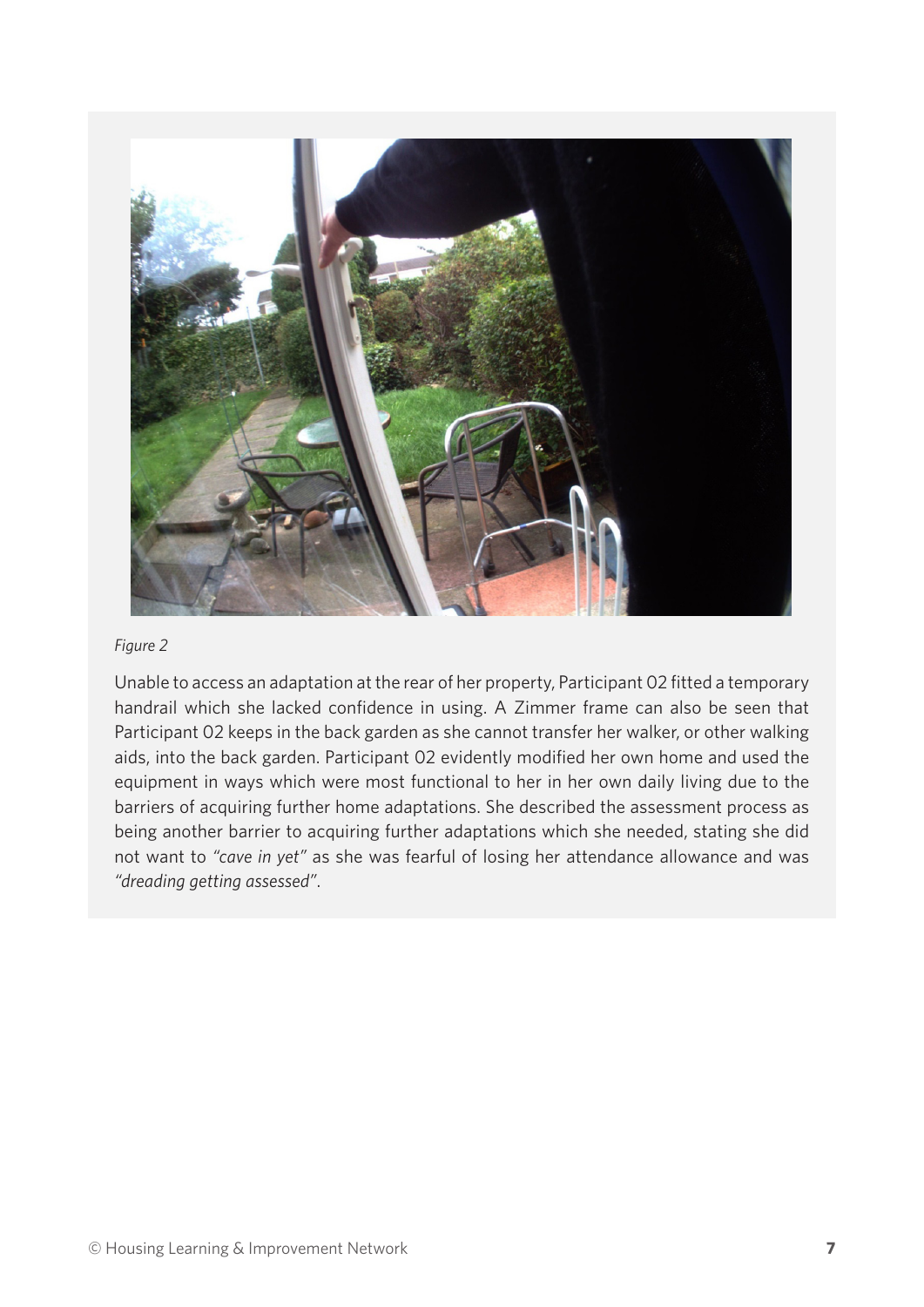*Figure 2*

Unable to access an adaptation at the rear of her property, Participant 02 fitted a temporary handrail which she lacked confidence in using. A Zimmer frame can also be seen that Participant 02 keeps in the back garden as she cannot transfer her walker, or other walking aids, into the back garden. Participant 02 evidently modified her own home and used the equipment in ways which were most functional to her in her own daily living due to the barriers of acquiring further home adaptations. She described the assessment process as being another barrier to acquiring further adaptations which she needed, stating she did not want to *"cave in yet"* as she was fearful of losing her attendance allowance and was *"dreading getting assessed"*.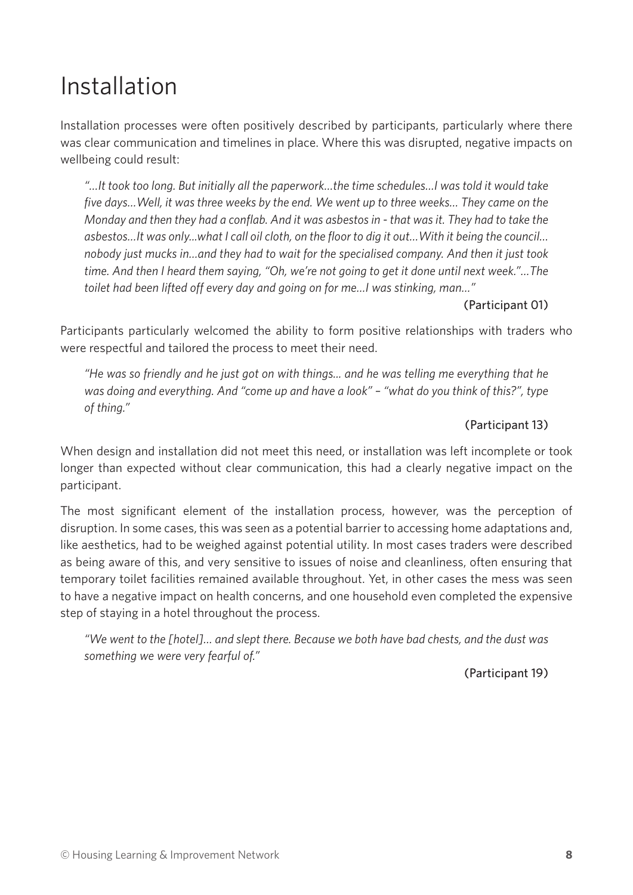# Installation

Installation processes were often positively described by participants, particularly where there was clear communication and timelines in place. Where this was disrupted, negative impacts on wellbeing could result:

> *"…It took too long. But initially all the paperwork…the time schedules…I was told it would take five days…Well, it was three weeks by the end. We went up to three weeks… They came on the Monday and then they had a conflab. And it was asbestos in - that was it. They had to take the asbestos…It was only…what I call oil cloth, on the floor to dig it out…With it being the council… nobody just mucks in…and they had to wait for the specialised company. And then it just took time. And then I heard them saying, "Oh, we're not going to get it done until next week."…The toilet had been lifted off every day and going on for me…I was stinking, man…"*
>
> (Participant 01)

Participants particularly welcomed the ability to form positive relationships with traders who were respectful and tailored the process to meet their need.

> *"He was so friendly and he just got on with things... and he was telling me everything that he was doing and everything. And "come up and have a look" – "what do you think of this?", type of thing."*
>
> (Participant 13)

When design and installation did not meet this need, or installation was left incomplete or took longer than expected without clear communication, this had a clearly negative impact on the participant.

The most significant element of the installation process, however, was the perception of disruption. In some cases, this was seen as a potential barrier to accessing home adaptations and, like aesthetics, had to be weighed against potential utility. In most cases traders were described as being aware of this, and very sensitive to issues of noise and cleanliness, often ensuring that temporary toilet facilities remained available throughout. Yet, in other cases the mess was seen to have a negative impact on health concerns, and one household even completed the expensive step of staying in a hotel throughout the process.

> *"We went to the [hotel]... and slept there. Because we both have bad chests, and the dust was something we were very fearful of."*
>
> (Participant 19)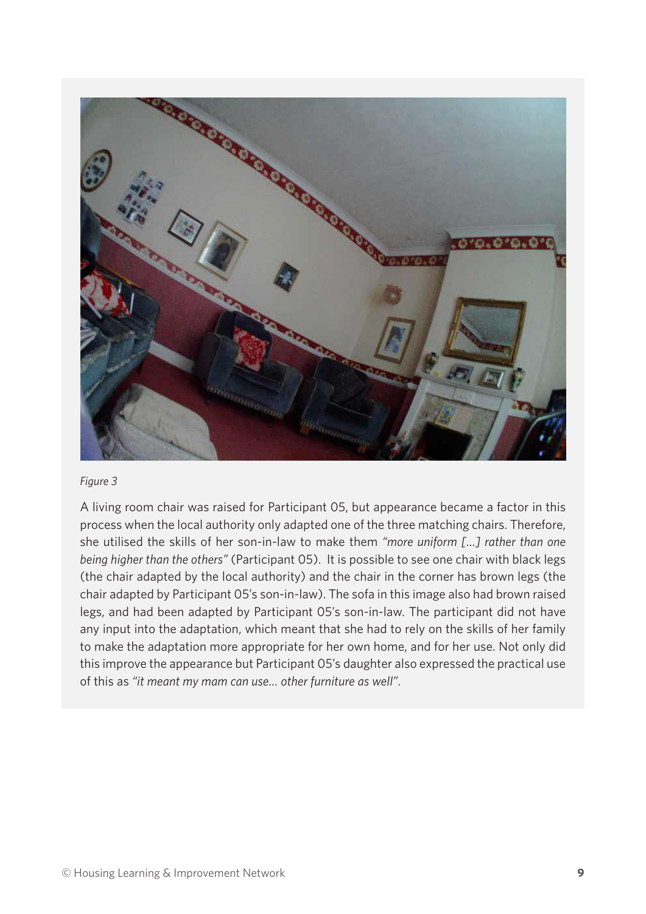*Figure 3*

A living room chair was raised for Participant 05, but appearance became a factor in this process when the local authority only adapted one of the three matching chairs. Therefore, she utilised the skills of her son-in-law to make them *"more uniform [...] rather than one being higher than the others"* (Participant 05). It is possible to see one chair with black legs (the chair adapted by the local authority) and the chair in the corner has brown legs (the chair adapted by Participant 05's son-in-law). The sofa in this image also had brown raised legs, and had been adapted by Participant 05's son-in-law. The participant did not have any input into the adaptation, which meant that she had to rely on the skills of her family to make the adaptation more appropriate for her own home, and for her use. Not only did this improve the appearance but Participant 05's daughter also expressed the practical use of this as *"it meant my mam can use... other furniture as well"*.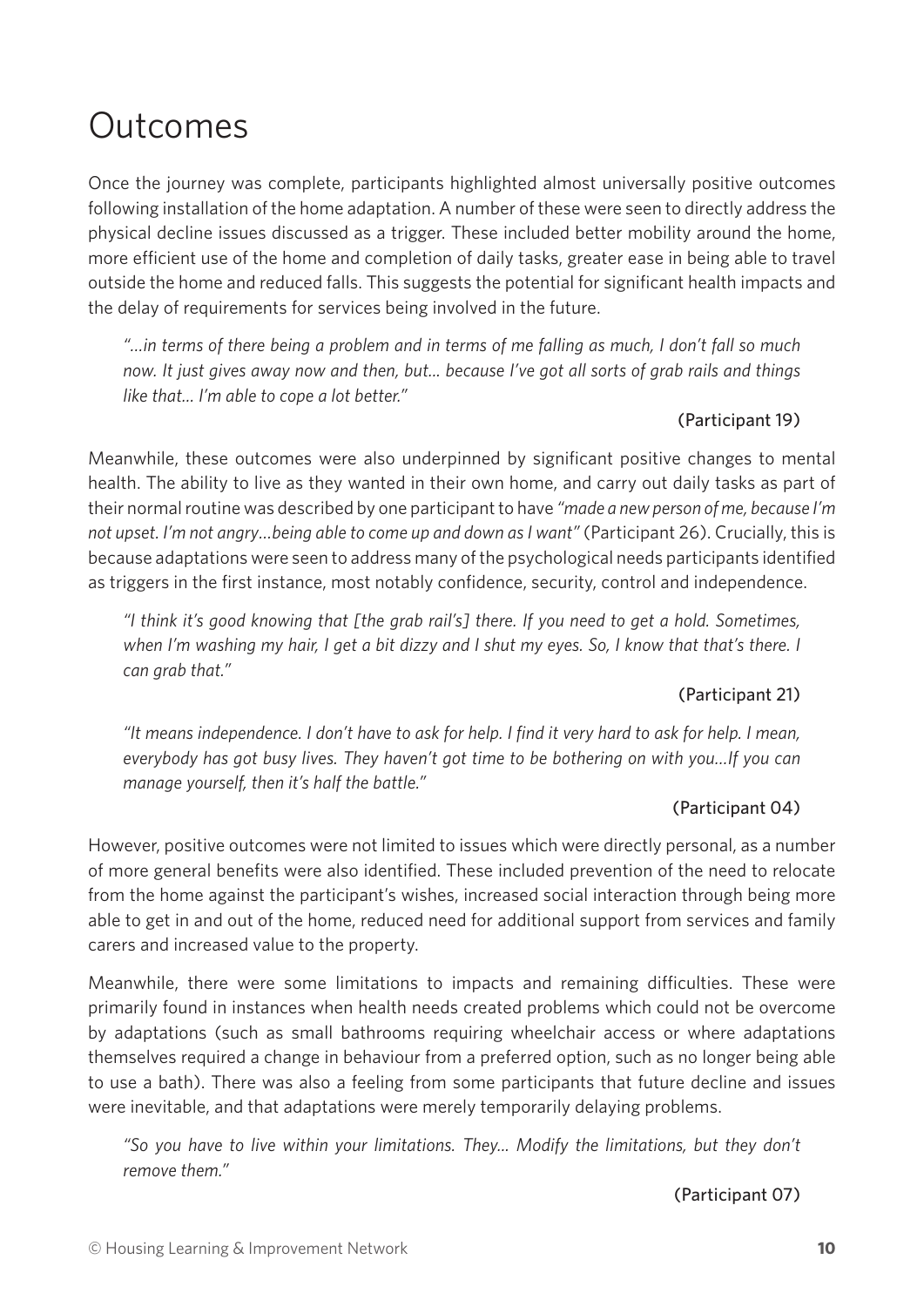# Outcomes

Once the journey was complete, participants highlighted almost universally positive outcomes following installation of the home adaptation. A number of these were seen to directly address the physical decline issues discussed as a trigger. These included better mobility around the home, more efficient use of the home and completion of daily tasks, greater ease in being able to travel outside the home and reduced falls. This suggests the potential for significant health impacts and the delay of requirements for services being involved in the future.

> *"…in terms of there being a problem and in terms of me falling as much, I don't fall so much now. It just gives away now and then, but… because I've got all sorts of grab rails and things like that… I'm able to cope a lot better."*
>
> (Participant 19)

Meanwhile, these outcomes were also underpinned by significant positive changes to mental health. The ability to live as they wanted in their own home, and carry out daily tasks as part of their normal routine was described by one participant to have *"made a new person of me, because I'm not upset. I'm not angry…being able to come up and down as I want"* (Participant 26). Crucially, this is because adaptations were seen to address many of the psychological needs participants identified as triggers in the first instance, most notably confidence, security, control and independence.

> *"I think it's good knowing that [the grab rail's] there. If you need to get a hold. Sometimes, when I'm washing my hair, I get a bit dizzy and I shut my eyes. So, I know that that's there. I can grab that."*
>
> (Participant 21)

> *"It means independence. I don't have to ask for help. I find it very hard to ask for help. I mean, everybody has got busy lives. They haven't got time to be bothering on with you…If you can manage yourself, then it's half the battle."*
>
> (Participant 04)

However, positive outcomes were not limited to issues which were directly personal, as a number of more general benefits were also identified. These included prevention of the need to relocate from the home against the participant's wishes, increased social interaction through being more able to get in and out of the home, reduced need for additional support from services and family carers and increased value to the property.

Meanwhile, there were some limitations to impacts and remaining difficulties. These were primarily found in instances when health needs created problems which could not be overcome by adaptations (such as small bathrooms requiring wheelchair access or where adaptations themselves required a change in behaviour from a preferred option, such as no longer being able to use a bath). There was also a feeling from some participants that future decline and issues were inevitable, and that adaptations were merely temporarily delaying problems.

> *"So you have to live within your limitations. They… Modify the limitations, but they don't remove them."*
>
> (Participant 07)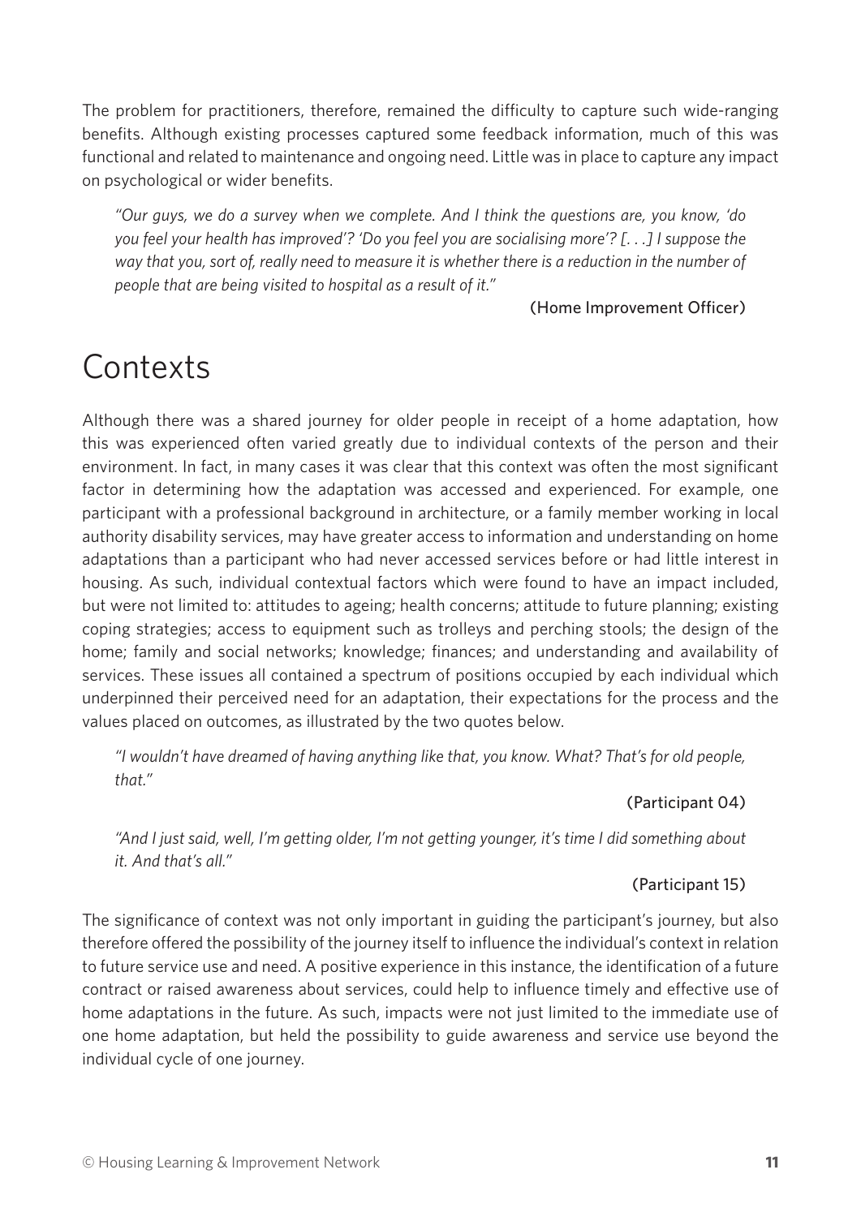The problem for practitioners, therefore, remained the difficulty to capture such wide-ranging benefits. Although existing processes captured some feedback information, much of this was functional and related to maintenance and ongoing need. Little was in place to capture any impact on psychological or wider benefits.

> *"Our guys, we do a survey when we complete. And I think the questions are, you know, 'do you feel your health has improved'? 'Do you feel you are socialising more'? [. . .] I suppose the way that you, sort of, really need to measure it is whether there is a reduction in the number of people that are being visited to hospital as a result of it."*
>
> (Home Improvement Officer)

# Contexts

Although there was a shared journey for older people in receipt of a home adaptation, how this was experienced often varied greatly due to individual contexts of the person and their environment. In fact, in many cases it was clear that this context was often the most significant factor in determining how the adaptation was accessed and experienced. For example, one participant with a professional background in architecture, or a family member working in local authority disability services, may have greater access to information and understanding on home adaptations than a participant who had never accessed services before or had little interest in housing. As such, individual contextual factors which were found to have an impact included, but were not limited to: attitudes to ageing; health concerns; attitude to future planning; existing coping strategies; access to equipment such as trolleys and perching stools; the design of the home; family and social networks; knowledge; finances; and understanding and availability of services. These issues all contained a spectrum of positions occupied by each individual which underpinned their perceived need for an adaptation, their expectations for the process and the values placed on outcomes, as illustrated by the two quotes below.

> *"I wouldn't have dreamed of having anything like that, you know. What? That's for old people, that."*
>
> (Participant 04)

> *"And I just said, well, I'm getting older, I'm not getting younger, it's time I did something about it. And that's all."*
>
> (Participant 15)

The significance of context was not only important in guiding the participant's journey, but also therefore offered the possibility of the journey itself to influence the individual's context in relation to future service use and need. A positive experience in this instance, the identification of a future contract or raised awareness about services, could help to influence timely and effective use of home adaptations in the future. As such, impacts were not just limited to the immediate use of one home adaptation, but held the possibility to guide awareness and service use beyond the individual cycle of one journey.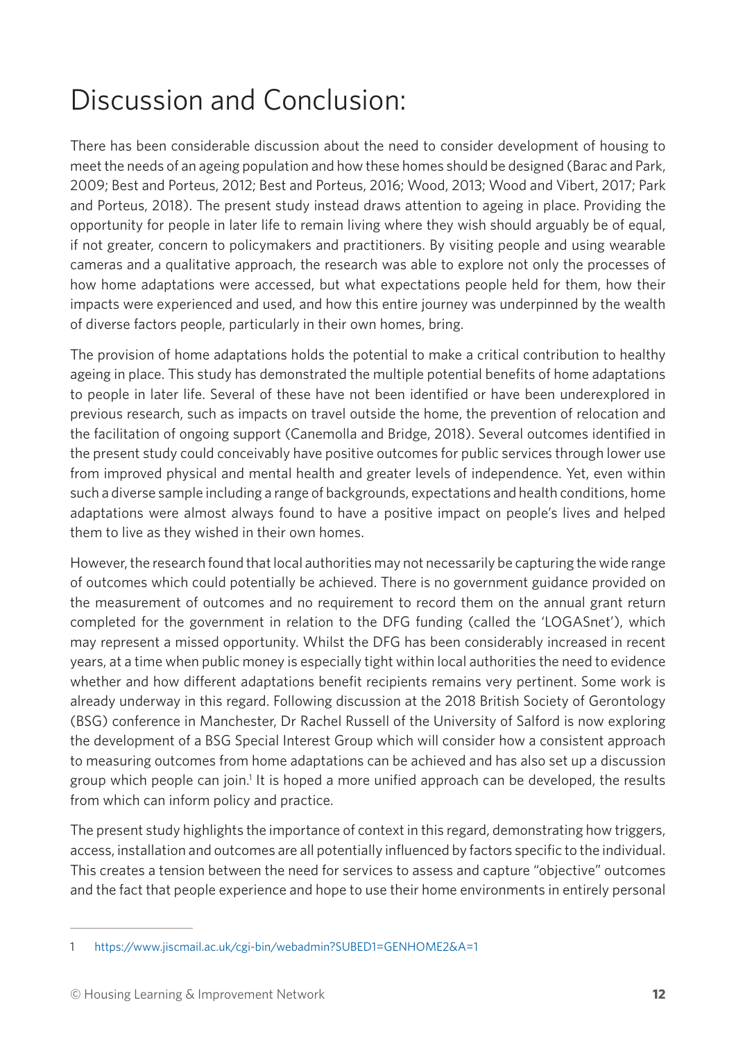# Discussion and Conclusion:

There has been considerable discussion about the need to consider development of housing to meet the needs of an ageing population and how these homes should be designed (Barac and Park, 2009; Best and Porteus, 2012; Best and Porteus, 2016; Wood, 2013; Wood and Vibert, 2017; Park and Porteus, 2018). The present study instead draws attention to ageing in place. Providing the opportunity for people in later life to remain living where they wish should arguably be of equal, if not greater, concern to policymakers and practitioners. By visiting people and using wearable cameras and a qualitative approach, the research was able to explore not only the processes of how home adaptations were accessed, but what expectations people held for them, how their impacts were experienced and used, and how this entire journey was underpinned by the wealth of diverse factors people, particularly in their own homes, bring.

The provision of home adaptations holds the potential to make a critical contribution to healthy ageing in place. This study has demonstrated the multiple potential benefits of home adaptations to people in later life. Several of these have not been identified or have been underexplored in previous research, such as impacts on travel outside the home, the prevention of relocation and the facilitation of ongoing support (Canemolla and Bridge, 2018). Several outcomes identified in the present study could conceivably have positive outcomes for public services through lower use from improved physical and mental health and greater levels of independence. Yet, even within such a diverse sample including a range of backgrounds, expectations and health conditions, home adaptations were almost always found to have a positive impact on people's lives and helped them to live as they wished in their own homes.

However, the research found that local authorities may not necessarily be capturing the wide range of outcomes which could potentially be achieved. There is no government guidance provided on the measurement of outcomes and no requirement to record them on the annual grant return completed for the government in relation to the DFG funding (called the 'LOGASnet'), which may represent a missed opportunity. Whilst the DFG has been considerably increased in recent years, at a time when public money is especially tight within local authorities the need to evidence whether and how different adaptations benefit recipients remains very pertinent. Some work is already underway in this regard. Following discussion at the 2018 British Society of Gerontology (BSG) conference in Manchester, Dr Rachel Russell of the University of Salford is now exploring the development of a BSG Special Interest Group which will consider how a consistent approach to measuring outcomes from home adaptations can be achieved and has also set up a discussion group which people can join.[1] It is hoped a more unified approach can be developed, the results from which can inform policy and practice.

The present study highlights the importance of context in this regard, demonstrating how triggers, access, installation and outcomes are all potentially influenced by factors specific to the individual. This creates a tension between the need for services to assess and capture "objective" outcomes and the fact that people experience and hope to use their home environments in entirely personal

---

1 https://www.jiscmail.ac.uk/cgi-bin/webadmin?SUBED1=GENHOME2&A=1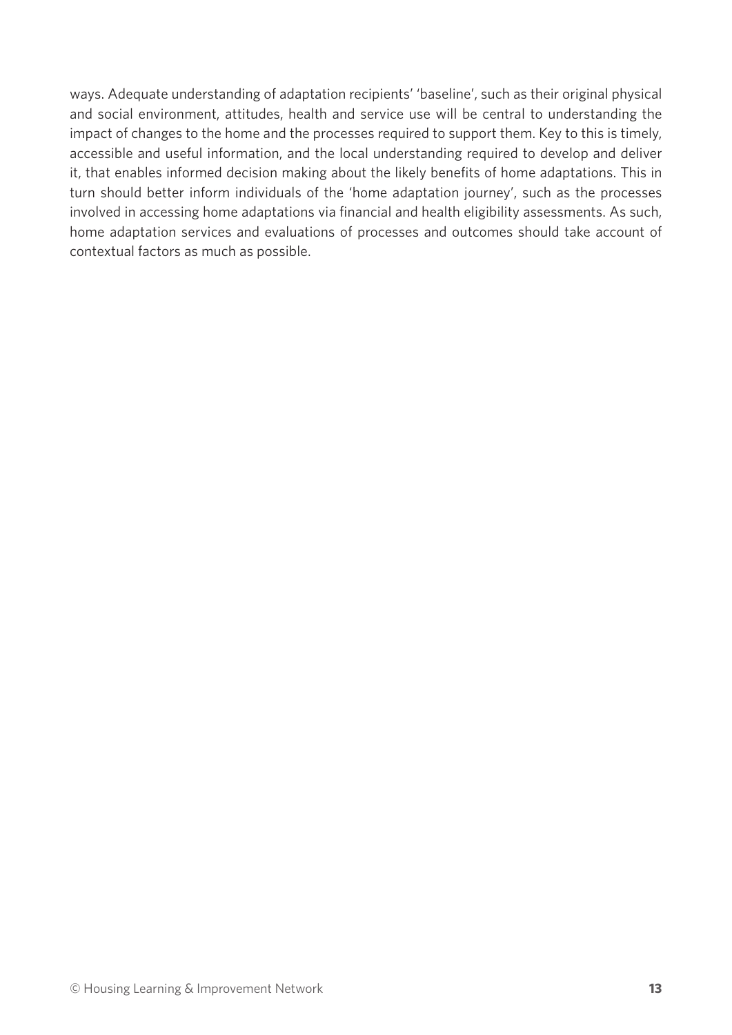ways. Adequate understanding of adaptation recipients' 'baseline', such as their original physical and social environment, attitudes, health and service use will be central to understanding the impact of changes to the home and the processes required to support them. Key to this is timely, accessible and useful information, and the local understanding required to develop and deliver it, that enables informed decision making about the likely benefits of home adaptations. This in turn should better inform individuals of the 'home adaptation journey', such as the processes involved in accessing home adaptations via financial and health eligibility assessments. As such, home adaptation services and evaluations of processes and outcomes should take account of contextual factors as much as possible.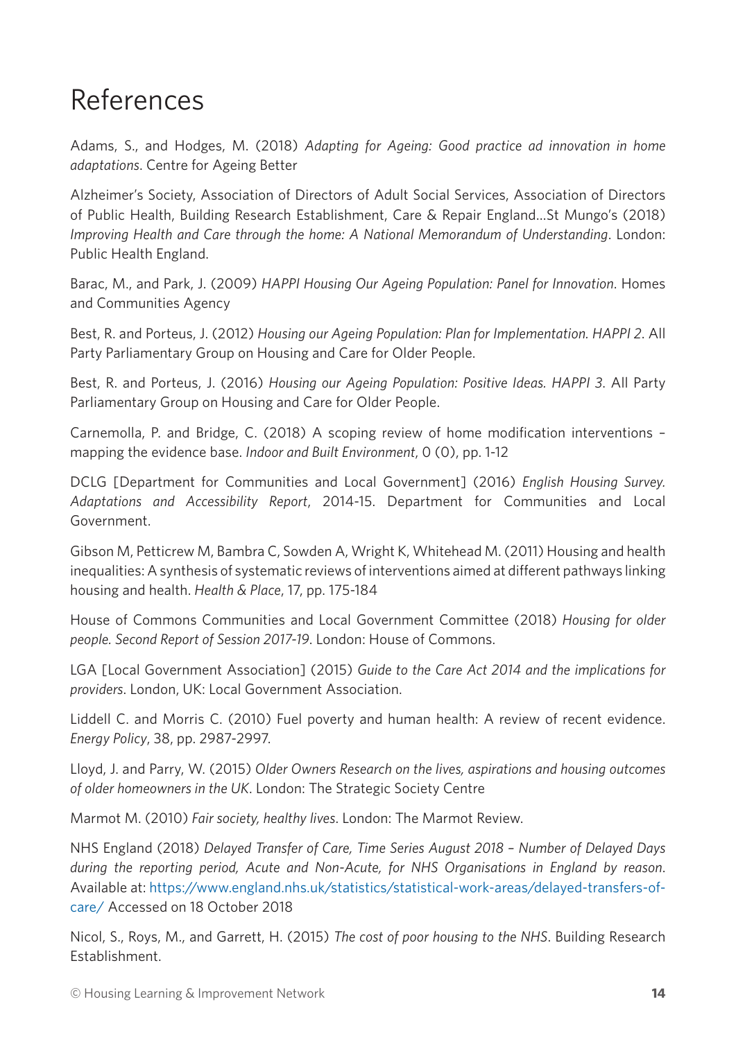# References

Adams, S., and Hodges, M. (2018) *Adapting for Ageing: Good practice ad innovation in home adaptations*. Centre for Ageing Better

Alzheimer's Society, Association of Directors of Adult Social Services, Association of Directors of Public Health, Building Research Establishment, Care & Repair England…St Mungo's (2018) *Improving Health and Care through the home: A National Memorandum of Understanding*. London: Public Health England.

Barac, M., and Park, J. (2009) *HAPPI Housing Our Ageing Population: Panel for Innovation*. Homes and Communities Agency

Best, R. and Porteus, J. (2012) *Housing our Ageing Population: Plan for Implementation. HAPPI 2*. All Party Parliamentary Group on Housing and Care for Older People.

Best, R. and Porteus, J. (2016) *Housing our Ageing Population: Positive Ideas. HAPPI 3*. All Party Parliamentary Group on Housing and Care for Older People.

Carnemolla, P. and Bridge, C. (2018) A scoping review of home modification interventions – mapping the evidence base. *Indoor and Built Environment*, 0 (0), pp. 1-12

DCLG [Department for Communities and Local Government] (2016) *English Housing Survey. Adaptations and Accessibility Report*, 2014-15. Department for Communities and Local Government.

Gibson M, Petticrew M, Bambra C, Sowden A, Wright K, Whitehead M. (2011) Housing and health inequalities: A synthesis of systematic reviews of interventions aimed at different pathways linking housing and health. *Health & Place*, 17, pp. 175-184

House of Commons Communities and Local Government Committee (2018) *Housing for older people. Second Report of Session 2017-19*. London: House of Commons.

LGA [Local Government Association] (2015) *Guide to the Care Act 2014 and the implications for providers*. London, UK: Local Government Association.

Liddell C. and Morris C. (2010) Fuel poverty and human health: A review of recent evidence. *Energy Policy*, 38, pp. 2987-2997.

Lloyd, J. and Parry, W. (2015) *Older Owners Research on the lives, aspirations and housing outcomes of older homeowners in the UK*. London: The Strategic Society Centre

Marmot M. (2010) *Fair society, healthy lives*. London: The Marmot Review.

NHS England (2018) *Delayed Transfer of Care, Time Series August 2018 – Number of Delayed Days during the reporting period, Acute and Non-Acute, for NHS Organisations in England by reason*. Available at: https://www.england.nhs.uk/statistics/statistical-work-areas/delayed-transfers-of-care/ Accessed on 18 October 2018

Nicol, S., Roys, M., and Garrett, H. (2015) *The cost of poor housing to the NHS*. Building Research Establishment.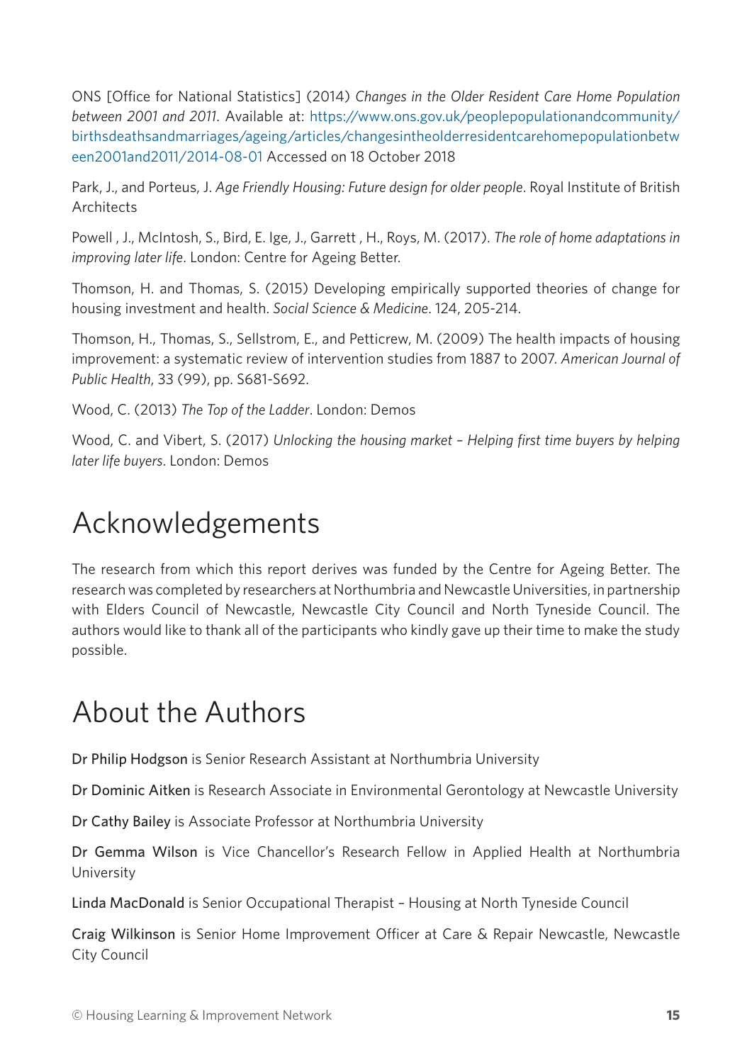ONS [Office for National Statistics] (2014) *Changes in the Older Resident Care Home Population between 2001 and 2011*. Available at: https://www.ons.gov.uk/peoplepopulationandcommunity/birthsdeathsandmarriages/ageing/articles/changesintheolderresidentcarehomepopulationbetween2001and2011/2014-08-01 Accessed on 18 October 2018

Park, J., and Porteus, J. *Age Friendly Housing: Future design for older people*. Royal Institute of British Architects

Powell , J., McIntosh, S., Bird, E. Ige, J., Garrett , H., Roys, M. (2017). *The role of home adaptations in improving later life*. London: Centre for Ageing Better.

Thomson, H. and Thomas, S. (2015) Developing empirically supported theories of change for housing investment and health. *Social Science & Medicine*. 124, 205-214.

Thomson, H., Thomas, S., Sellstrom, E., and Petticrew, M. (2009) The health impacts of housing improvement: a systematic review of intervention studies from 1887 to 2007. *American Journal of Public Health*, 33 (99), pp. S681-S692.

Wood, C. (2013) *The Top of the Ladder*. London: Demos

Wood, C. and Vibert, S. (2017) *Unlocking the housing market – Helping first time buyers by helping later life buyers*. London: Demos

# Acknowledgements

The research from which this report derives was funded by the Centre for Ageing Better. The research was completed by researchers at Northumbria and Newcastle Universities, in partnership with Elders Council of Newcastle, Newcastle City Council and North Tyneside Council. The authors would like to thank all of the participants who kindly gave up their time to make the study possible.

# About the Authors

**Dr Philip Hodgson** is Senior Research Assistant at Northumbria University

**Dr Dominic Aitken** is Research Associate in Environmental Gerontology at Newcastle University

**Dr Cathy Bailey** is Associate Professor at Northumbria University

**Dr Gemma Wilson** is Vice Chancellor's Research Fellow in Applied Health at Northumbria University

**Linda MacDonald** is Senior Occupational Therapist – Housing at North Tyneside Council

**Craig Wilkinson** is Senior Home Improvement Officer at Care & Repair Newcastle, Newcastle City Council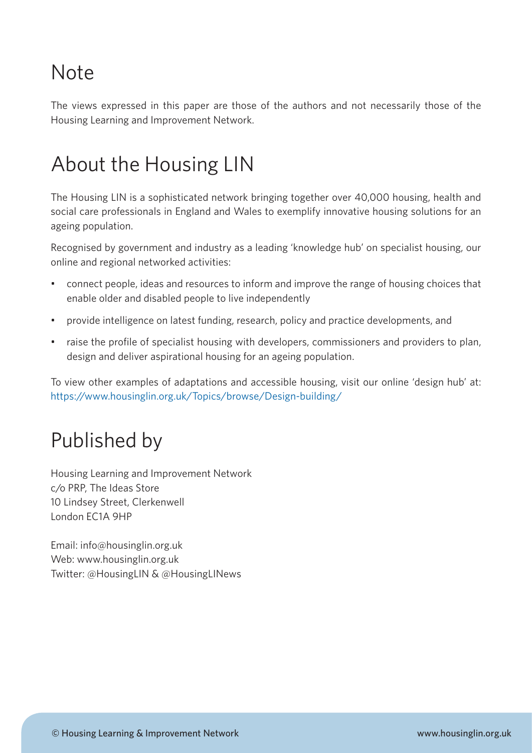## Note

The views expressed in this paper are those of the authors and not necessarily those of the Housing Learning and Improvement Network.

## About the Housing LIN

The Housing LIN is a sophisticated network bringing together over 40,000 housing, health and social care professionals in England and Wales to exemplify innovative housing solutions for an ageing population.

Recognised by government and industry as a leading 'knowledge hub' on specialist housing, our online and regional networked activities:

- connect people, ideas and resources to inform and improve the range of housing choices that enable older and disabled people to live independently
- provide intelligence on latest funding, research, policy and practice developments, and
- raise the profile of specialist housing with developers, commissioners and providers to plan, design and deliver aspirational housing for an ageing population.

To view other examples of adaptations and accessible housing, visit our online 'design hub' at: https://www.housinglin.org.uk/Topics/browse/Design-building/

## Published by

Housing Learning and Improvement Network
c/o PRP, The Ideas Store
10 Lindsey Street, Clerkenwell
London EC1A 9HP

Email: info@housinglin.org.uk
Web: www.housinglin.org.uk
Twitter: @HousingLIN & @HousingLINews

© Housing Learning & Improvement Network